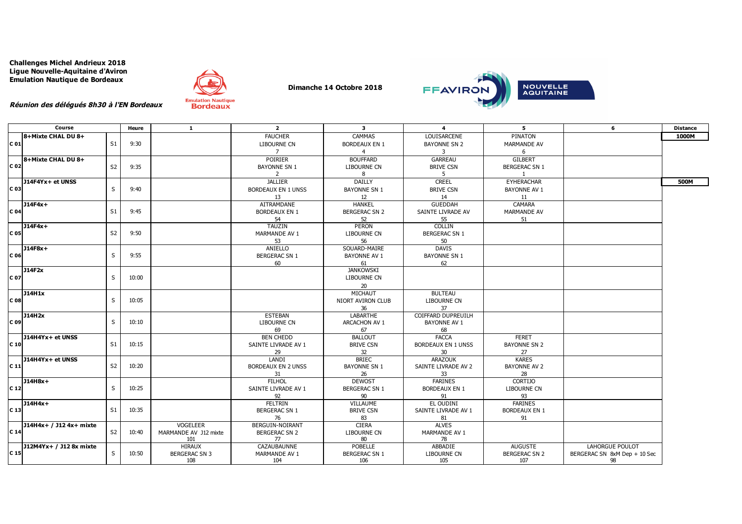**Challenges Michel Andrieux 2018**
**Ligue Nouvelle-Aquitaine d'Aviron**
**Emulation Nautique de Bordeaux**

***Réunion des délégués 8h30 à l'EN Bordeaux***

**Dimanche 14 Octobre 2018**

| | Course | | Heure | 1 | 2 | 3 | 4 | 5 | 6 | Distance |
|---|---|---|---|---|---|---|---|---|---|---|
| C 01 | 8+Mixte CHAL DU 8+ | S1 | 9:30 | | FAUCHER LIBOURNE CN 7 | CAMMAS BORDEAUX EN 1 4 | LOUISARCENE BAYONNE SN 2 3 | PINATON MARMANDE AV 6 | | 1000M |
| C 02 | 8+Mixte CHAL DU 8+ | S2 | 9:35 | | POIRIER BAYONNE SN 1 2 | BOUFFARD LIBOURNE CN 8 | GARREAU BRIVE CSN 5 | GILBERT BERGERAC SN 1 1 | | |
| C 03 | J14F4Yx+ et UNSS | S | 9:40 | | JALLIER BORDEAUX EN 1 UNSS 13 | DAILLY BAYONNE SN 1 12 | CREEL BRIVE CSN 14 | EYHERACHAR BAYONNE AV 1 11 | | 500M |
| C 04 | J14F4x+ | S1 | 9:45 | | AITRAMDANE BORDEAUX EN 1 54 | HANKEL BERGERAC SN 2 52 | GUEDDAH SAINTE LIVRADE AV 55 | CAMARA MARMANDE AV 51 | | |
| C 05 | J14F4x+ | S2 | 9:50 | | TAUZIN MARMANDE AV 1 53 | PERON LIBOURNE CN 56 | COLLIN BERGERAC SN 1 50 | | | |
| C 06 | J14F8x+ | S | 9:55 | | ANIELLO BERGERAC SN 1 60 | SOUARD-MAIRE BAYONNE AV 1 61 | DAVIS BAYONNE SN 1 62 | | | |
| C 07 | J14F2x | S | 10:00 | | | JANKOWSKI LIBOURNE CN 20 | | | | |
| C 08 | J14H1x | S | 10:05 | | | MICHAUT NIORT AVIRON CLUB 36 | BULTEAU LIBOURNE CN 37 | | | |
| C 09 | J14H2x | S | 10:10 | | ESTEBAN LIBOURNE CN 69 | LABARTHE ARCACHON AV 1 67 | COIFFARD DUPREUILH BAYONNE AV 1 68 | | | |
| C 10 | J14H4Yx+ et UNSS | S1 | 10:15 | | BEN CHEDD SAINTE LIVRADE AV 1 29 | BALLOUT BRIVE CSN 32 | FACCA BORDEAUX EN 1 UNSS 30 | FERET BAYONNE SN 2 27 | | |
| C 11 | J14H4Yx+ et UNSS | S2 | 10:20 | | LANDI BORDEAUX EN 2 UNSS 31 | BRIEC BAYONNE SN 1 26 | ARAZOUK SAINTE LIVRADE AV 2 33 | KARES BAYONNE AV 2 28 | | |
| C 12 | J14H8x+ | S | 10:25 | | FILHOL SAINTE LIVRADE AV 1 92 | DEWOST BERGERAC SN 1 90 | FARINES BORDEAUX EN 1 91 | CORTIJO LIBOURNE CN 93 | | |
| C 13 | J14H4x+ | S1 | 10:35 | | FELTRIN BERGERAC SN 1 76 | VILLAUME BRIVE CSN 83 | EL OUDINI SAINTE LIVRADE AV 1 81 | FARINES BORDEAUX EN 1 91 | | |
| C 14 | J14H4x+ / J12 4x+ mixte | S2 | 10:40 | VOGELEER MARMANDE AV J12 mixte 101 | BERGUIN-NOIRANT BERGERAC SN 2 77 | CIERA LIBOURNE CN 80 | ALVES MARMANDE AV 1 78 | | | |
| C 15 | J12M4Yx+ / J12 8x mixte | S | 10:50 | HIRAUX BERGERAC SN 3 108 | CAZAUBAUNNE MARMANDE AV 1 104 | POBELLE BERGERAC SN 1 106 | ABBADIE LIBOURNE CN 105 | AUGUSTE BERGERAC SN 2 107 | LAHORGUE POULOT BERGERAC SN 8xM Dep + 10 Sec 98 | |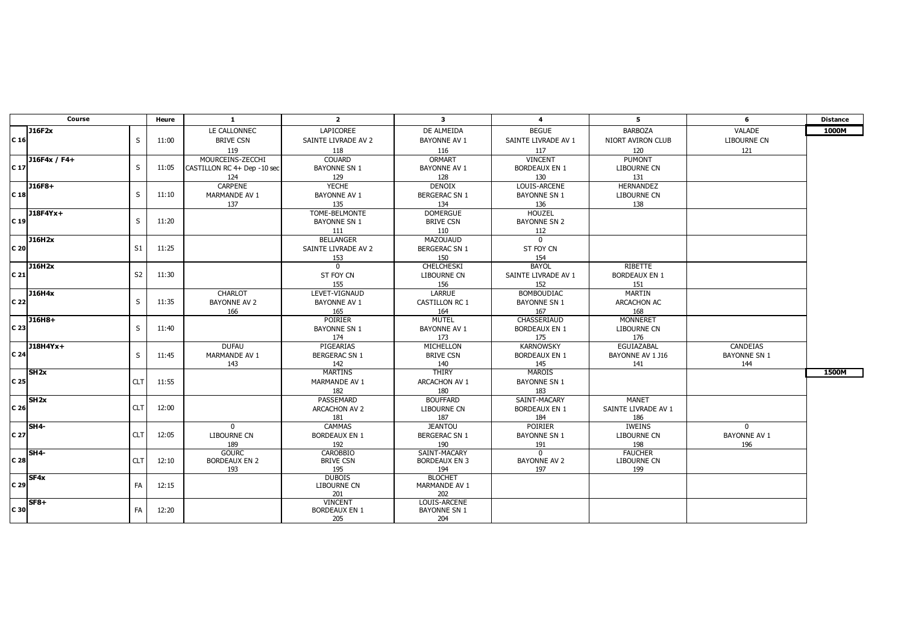| Course | | | Heure | 1 | 2 | 3 | 4 | 5 | 6 | Distance |
|---|---|---|---|---|---|---|---|---|---|---|
| C 16 | J16F2x | S | 11:00 | LE CALLONNEC<br>BRIVE CSN<br>119 | LAPICOREE<br>SAINTE LIVRADE AV 2<br>118 | DE ALMEIDA<br>BAYONNE AV 1<br>116 | BEGUE<br>SAINTE LIVRADE AV 1<br>117 | BARBOZA<br>NIORT AVIRON CLUB<br>120 | VALADE<br>LIBOURNE CN<br>121 | 1000M |
| C 17 | J16F4x / F4+ | S | 11:05 | MOURCEINS-ZECCHI<br>CASTILLON RC 4+ Dep -10 sec<br>124 | COUARD<br>BAYONNE SN 1<br>129 | ORMART<br>BAYONNE AV 1<br>128 | VINCENT<br>BORDEAUX EN 1<br>130 | PUMONT<br>LIBOURNE CN<br>131 | | |
| C 18 | J16F8+ | S | 11:10 | CARPENE<br>MARMANDE AV 1<br>137 | YECHE<br>BAYONNE AV 1<br>135 | DENOIX<br>BERGERAC SN 1<br>134 | LOUIS-ARCENE<br>BAYONNE SN 1<br>136 | HERNANDEZ<br>LIBOURNE CN<br>138 | | |
| C 19 | J18F4Yx+ | S | 11:20 | | TOME-BELMONTE<br>BAYONNE SN 1<br>111 | DOMERGUE<br>BRIVE CSN<br>110 | HOUZEL<br>BAYONNE SN 2<br>112 | | | |
| C 20 | J16H2x | S1 | 11:25 | | BELLANGER<br>SAINTE LIVRADE AV 2<br>153 | MAZOUAUD<br>BERGERAC SN 1<br>150 | 0<br>ST FOY CN<br>154 | | | |
| C 21 | J16H2x | S2 | 11:30 | | 0<br>ST FOY CN<br>155 | CHELCHESKI<br>LIBOURNE CN<br>156 | BAYOL<br>SAINTE LIVRADE AV 1<br>152 | RIBETTE<br>BORDEAUX EN 1<br>151 | | |
| C 22 | J16H4x | S | 11:35 | CHARLOT<br>BAYONNE AV 2<br>166 | LEVET-VIGNAUD<br>BAYONNE AV 1<br>165 | LARRUE<br>CASTILLON RC 1<br>164 | BOMBOUDIAC<br>BAYONNE SN 1<br>167 | MARTIN<br>ARCACHON AC<br>168 | | |
| C 23 | J16H8+ | S | 11:40 | | POIRIER<br>BAYONNE SN 1<br>174 | MUTEL<br>BAYONNE AV 1<br>173 | CHASSERIAUD<br>BORDEAUX EN 1<br>175 | MONNERET<br>LIBOURNE CN<br>176 | | |
| C 24 | J18H4Yx+ | S | 11:45 | DUFAU<br>MARMANDE AV 1<br>143 | PIGEARIAS<br>BERGERAC SN 1<br>142 | MICHELLON<br>BRIVE CSN<br>140 | KARNOWSKY<br>BORDEAUX EN 1<br>145 | EGUIAZABAL<br>BAYONNE AV 1 J16<br>141 | CANDEIAS<br>BAYONNE SN 1<br>144 | |
| C 25 | SH2x | CLT | 11:55 | | MARTINS<br>MARMANDE AV 1<br>182 | THIRY<br>ARCACHON AV 1<br>180 | MAROIS<br>BAYONNE SN 1<br>183 | | | 1500M |
| C 26 | SH2x | CLT | 12:00 | | PASSEMARD<br>ARCACHON AV 2<br>181 | BOUFFARD<br>LIBOURNE CN<br>187 | SAINT-MACARY<br>BORDEAUX EN 1<br>184 | MANET<br>SAINTE LIVRADE AV 1<br>186 | | |
| C 27 | SH4- | CLT | 12:05 | 0<br>LIBOURNE CN<br>189 | CAMMAS<br>BORDEAUX EN 1<br>192 | JEANTOU<br>BERGERAC SN 1<br>190 | POIRIER<br>BAYONNE SN 1<br>191 | IWEINS<br>LIBOURNE CN<br>198 | 0<br>BAYONNE AV 1<br>196 | |
| C 28 | SH4- | CLT | 12:10 | GOURC<br>BORDEAUX EN 2<br>193 | CAROBBIO<br>BRIVE CSN<br>195 | SAINT-MACARY<br>BORDEAUX EN 3<br>194 | 0<br>BAYONNE AV 2<br>197 | FAUCHER<br>LIBOURNE CN<br>199 | | |
| C 29 | SF4x | FA | 12:15 | | DUBOIS<br>LIBOURNE CN<br>201 | BLOCHET<br>MARMANDE AV 1<br>202 | | | | |
| C 30 | SF8+ | FA | 12:20 | | VINCENT<br>BORDEAUX EN 1<br>205 | LOUIS-ARCENE<br>BAYONNE SN 1<br>204 | | | | |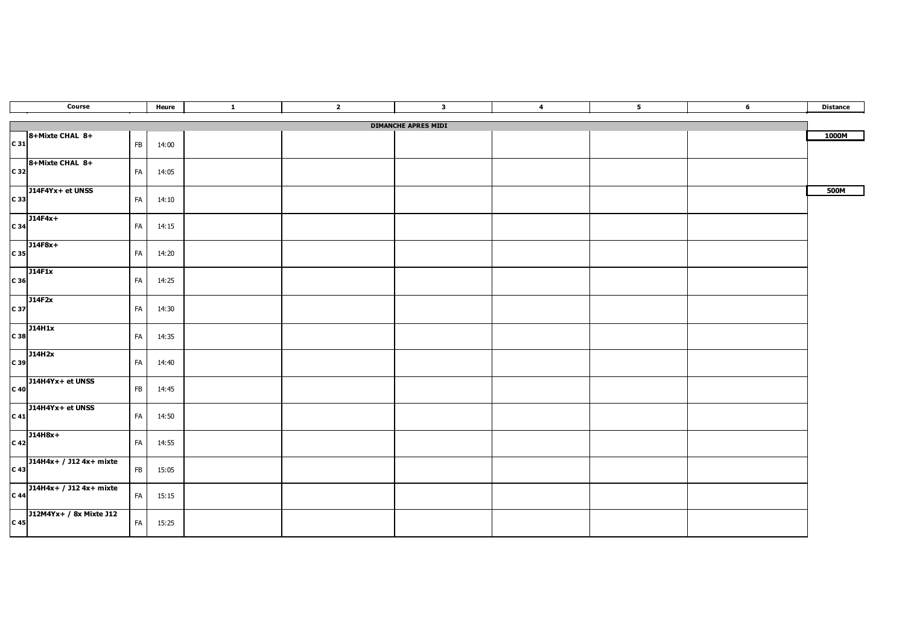| | Course | | Heure | 1 | 2 | 3 | 4 | 5 | 6 | Distance |
|---|---|---|---|---|---|---|---|---|---|---|
| | | | | | | **DIMANCHE APRES MIDI** | | | | |
| C 31 | **8+Mixte CHAL 8+** | FB | 14:00 | | | | | | | **1000M** |
| C 32 | **8+Mixte CHAL 8+** | FA | 14:05 | | | | | | | |
| C 33 | **J14F4Yx+ et UNSS** | FA | 14:10 | | | | | | | **500M** |
| C 34 | **J14F4x+** | FA | 14:15 | | | | | | | |
| C 35 | **J14F8x+** | FA | 14:20 | | | | | | | |
| C 36 | **J14F1x** | FA | 14:25 | | | | | | | |
| C 37 | **J14F2x** | FA | 14:30 | | | | | | | |
| C 38 | **J14H1x** | FA | 14:35 | | | | | | | |
| C 39 | **J14H2x** | FA | 14:40 | | | | | | | |
| C 40 | **J14H4Yx+ et UNSS** | FB | 14:45 | | | | | | | |
| C 41 | **J14H4Yx+ et UNSS** | FA | 14:50 | | | | | | | |
| C 42 | **J14H8x+** | FA | 14:55 | | | | | | | |
| C 43 | **J14H4x+ / J12 4x+ mixte** | FB | 15:05 | | | | | | | |
| C 44 | **J14H4x+ / J12 4x+ mixte** | FA | 15:15 | | | | | | | |
| C 45 | **J12M4Yx+ / 8x Mixte J12** | FA | 15:25 | | | | | | | |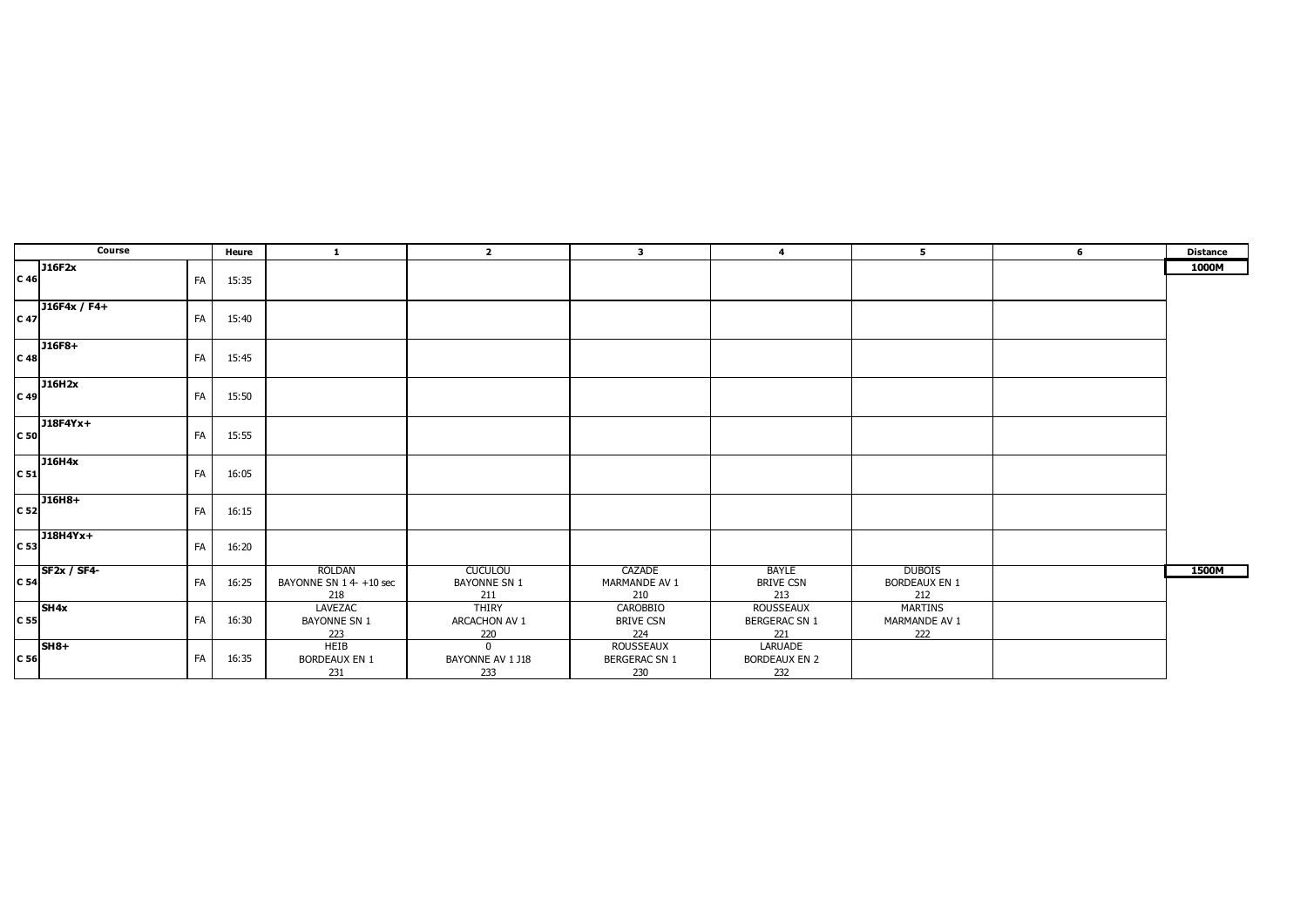| Course | | | Heure | 1 | 2 | 3 | 4 | 5 | 6 | Distance |
|---|---|---|---|---|---|---|---|---|---|---|
| C 46 | J16F2x | FA | 15:35 | | | | | | | 1000M |
| C 47 | J16F4x / F4+ | FA | 15:40 | | | | | | | |
| C 48 | J16F8+ | FA | 15:45 | | | | | | | |
| C 49 | J16H2x | FA | 15:50 | | | | | | | |
| C 50 | J18F4Yx+ | FA | 15:55 | | | | | | | |
| C 51 | J16H4x | FA | 16:05 | | | | | | | |
| C 52 | J16H8+ | FA | 16:15 | | | | | | | |
| C 53 | J18H4Yx+ | FA | 16:20 | | | | | | | |
| C 54 | SF2x / SF4- | FA | 16:25 | ROLDAN BAYONNE SN 1 4- +10 sec 218 | CUCULOU BAYONNE SN 1 211 | CAZADE MARMANDE AV 1 210 | BAYLE BRIVE CSN 213 | DUBOIS BORDEAUX EN 1 212 | | 1500M |
| C 55 | SH4x | FA | 16:30 | LAVEZAC BAYONNE SN 1 223 | THIRY ARCACHON AV 1 220 | CAROBBIO BRIVE CSN 224 | ROUSSEAUX BERGERAC SN 1 221 | MARTINS MARMANDE AV 1 222 | | |
| C 56 | SH8+ | FA | 16:35 | HEIB BORDEAUX EN 1 231 | 0 BAYONNE AV 1 J18 233 | ROUSSEAUX BERGERAC SN 1 230 | LARUADE BORDEAUX EN 2 232 | | | |